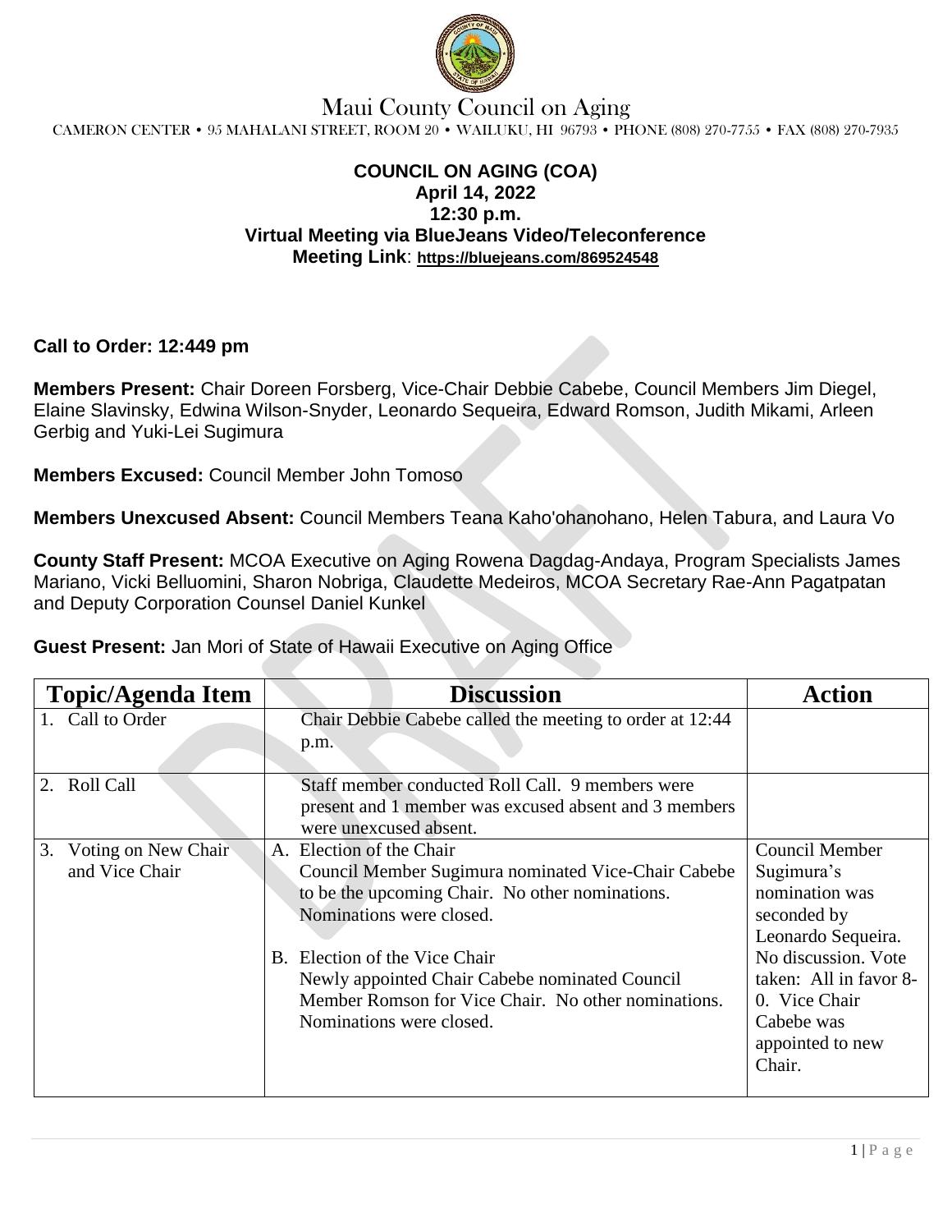# Maui County Council on Aging

CAMERON CENTER • 95 MAHALANI STREET, ROOM 20 • WAILUKU, HI 96793 • PHONE (808) 270-7755 • FAX (808) 270-7935

**COUNCIL ON AGING (COA)**
**April 14, 2022**
**12:30 p.m.**
**Virtual Meeting via BlueJeans Video/Teleconference**
**Meeting Link**: **https://bluejeans.com/869524548**

**Call to Order: 12:449 pm**

**Members Present:** Chair Doreen Forsberg, Vice-Chair Debbie Cabebe, Council Members Jim Diegel, Elaine Slavinsky, Edwina Wilson-Snyder, Leonardo Sequeira, Edward Romson, Judith Mikami, Arleen Gerbig and Yuki-Lei Sugimura

**Members Excused:** Council Member John Tomoso

**Members Unexcused Absent:** Council Members Teana Kaho'ohanohano, Helen Tabura, and Laura Vo

**County Staff Present:** MCOA Executive on Aging Rowena Dagdag-Andaya, Program Specialists James Mariano, Vicki Belluomini, Sharon Nobriga, Claudette Medeiros, MCOA Secretary Rae-Ann Pagatpatan and Deputy Corporation Counsel Daniel Kunkel

**Guest Present:** Jan Mori of State of Hawaii Executive on Aging Office

| Topic/Agenda Item | Discussion | Action |
|---|---|---|
| 1. Call to Order | Chair Debbie Cabebe called the meeting to order at 12:44 p.m. | |
| 2. Roll Call | Staff member conducted Roll Call. 9 members were present and 1 member was excused absent and 3 members were unexcused absent. | |
| 3. Voting on New Chair and Vice Chair | A. Election of the Chair<br>Council Member Sugimura nominated Vice-Chair Cabebe to be the upcoming Chair. No other nominations. Nominations were closed.<br><br>B. Election of the Vice Chair<br>Newly appointed Chair Cabebe nominated Council Member Romson for Vice Chair. No other nominations. Nominations were closed. | Council Member Sugimura's nomination was seconded by Leonardo Sequeira. No discussion. Vote taken: All in favor 8-0. Vice Chair Cabebe was appointed to new Chair. |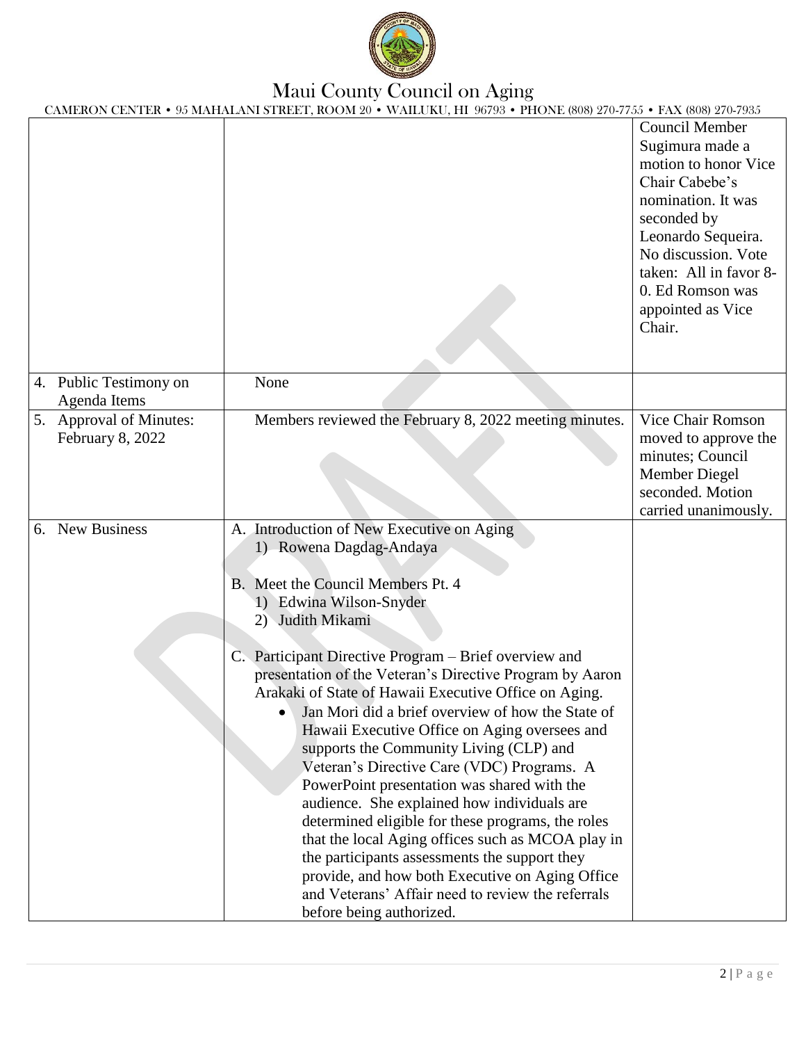| | | |
|---|---|---|
| | | Council Member Sugimura made a motion to honor Vice Chair Cabebe's nomination. It was seconded by Leonardo Sequeira. No discussion. Vote taken: All in favor 8-0. Ed Romson was appointed as Vice Chair. |
| 4. Public Testimony on Agenda Items | None | |
| 5. Approval of Minutes: February 8, 2022 | Members reviewed the February 8, 2022 meeting minutes. | Vice Chair Romson moved to approve the minutes; Council Member Diegel seconded. Motion carried unanimously. |
| 6. New Business | A. Introduction of New Executive on Aging<br>1) Rowena Dagdag-Andaya<br><br>B. Meet the Council Members Pt. 4<br>1) Edwina Wilson-Snyder<br>2) Judith Mikami<br><br>C. Participant Directive Program – Brief overview and presentation of the Veteran's Directive Program by Aaron Arakaki of State of Hawaii Executive Office on Aging.<br>• Jan Mori did a brief overview of how the State of Hawaii Executive Office on Aging oversees and supports the Community Living (CLP) and Veteran's Directive Care (VDC) Programs. A PowerPoint presentation was shared with the audience. She explained how individuals are determined eligible for these programs, the roles that the local Aging offices such as MCOA play in the participants assessments the support they provide, and how both Executive on Aging Office and Veterans' Affair need to review the referrals before being authorized. | |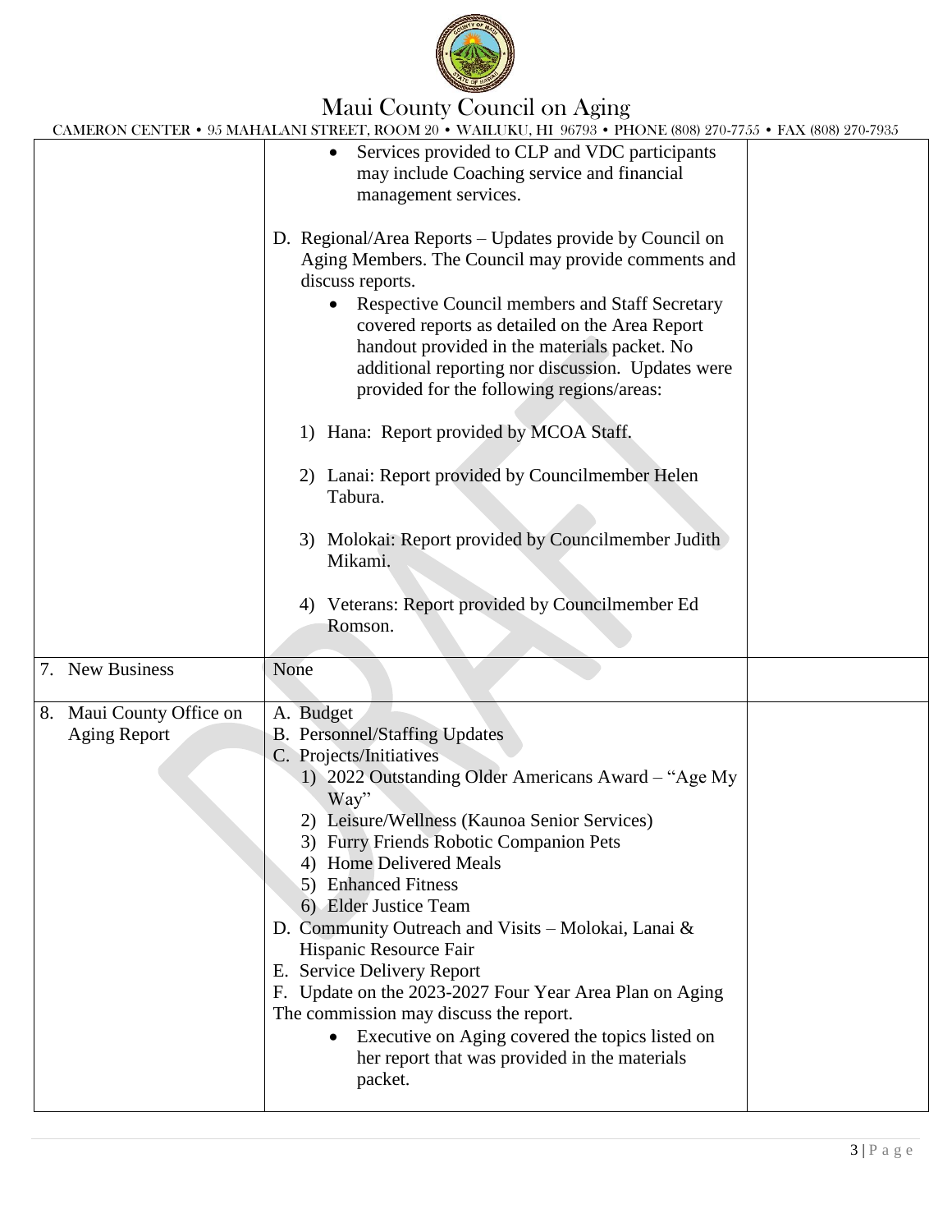# Maui County Council on Aging

CAMERON CENTER • 95 MAHALANI STREET, ROOM 20 • WAILUKU, HI 96793 • PHONE (808) 270-7755 • FAX (808) 270-7935

| | | |
|---|---|---|
| | • Services provided to CLP and VDC participants may include Coaching service and financial management services.<br><br>D. Regional/Area Reports – Updates provide by Council on Aging Members. The Council may provide comments and discuss reports.<br>• Respective Council members and Staff Secretary covered reports as detailed on the Area Report handout provided in the materials packet. No additional reporting nor discussion. Updates were provided for the following regions/areas:<br><br>1) Hana: Report provided by MCOA Staff.<br><br>2) Lanai: Report provided by Councilmember Helen Tabura.<br><br>3) Molokai: Report provided by Councilmember Judith Mikami.<br><br>4) Veterans: Report provided by Councilmember Ed Romson. | |
| 7. New Business | None | |
| 8. Maui County Office on Aging Report | A. Budget<br>B. Personnel/Staffing Updates<br>C. Projects/Initiatives<br>1) 2022 Outstanding Older Americans Award – "Age My Way"<br>2) Leisure/Wellness (Kaunoa Senior Services)<br>3) Furry Friends Robotic Companion Pets<br>4) Home Delivered Meals<br>5) Enhanced Fitness<br>6) Elder Justice Team<br>D. Community Outreach and Visits – Molokai, Lanai & Hispanic Resource Fair<br>E. Service Delivery Report<br>F. Update on the 2023-2027 Four Year Area Plan on Aging<br>The commission may discuss the report.<br>• Executive on Aging covered the topics listed on her report that was provided in the materials packet. | |

DRAFT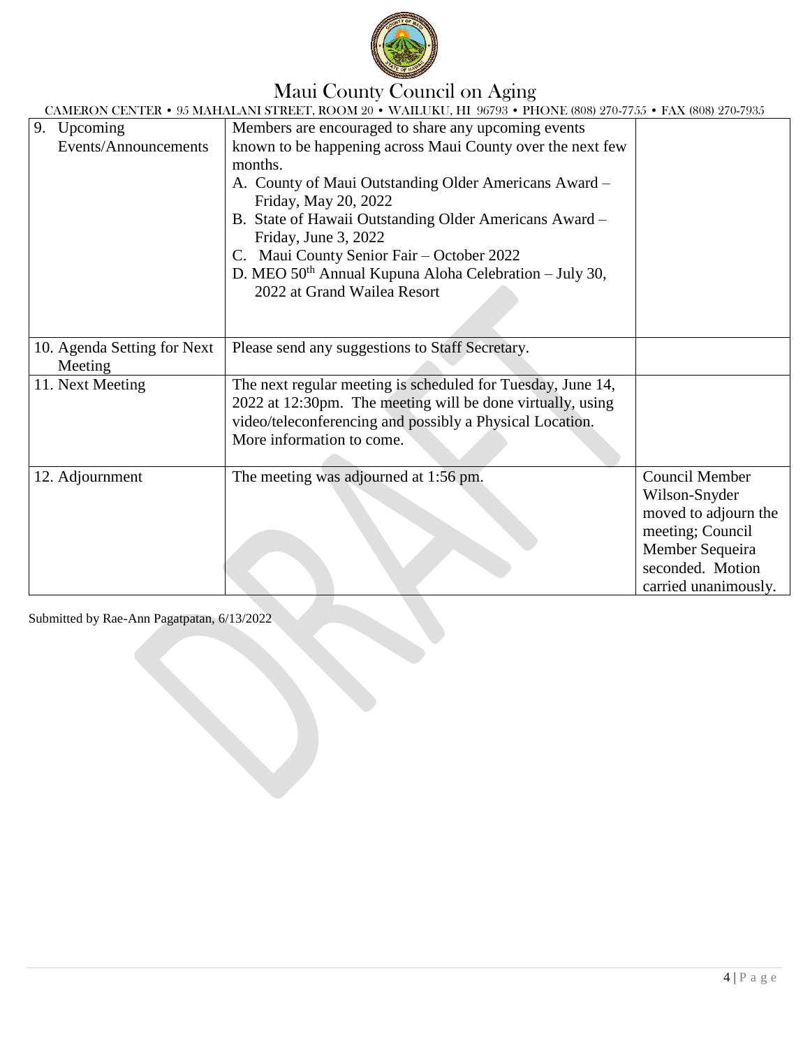# Maui County Council on Aging

CAMERON CENTER • 95 MAHALANI STREET, ROOM 20 • WAILUKU, HI 96793 • PHONE (808) 270-7755 • FAX (808) 270-7935

| | | |
|---|---|---|
| 9. Upcoming Events/Announcements | Members are encouraged to share any upcoming events known to be happening across Maui County over the next few months.<br>A. County of Maui Outstanding Older Americans Award – Friday, May 20, 2022<br>B. State of Hawaii Outstanding Older Americans Award – Friday, June 3, 2022<br>C. Maui County Senior Fair – October 2022<br>D. MEO 50th Annual Kupuna Aloha Celebration – July 30, 2022 at Grand Wailea Resort | |
| 10. Agenda Setting for Next Meeting | Please send any suggestions to Staff Secretary. | |
| 11. Next Meeting | The next regular meeting is scheduled for Tuesday, June 14, 2022 at 12:30pm. The meeting will be done virtually, using video/teleconferencing and possibly a Physical Location. More information to come. | |
| 12. Adjournment | The meeting was adjourned at 1:56 pm. | Council Member Wilson-Snyder moved to adjourn the meeting; Council Member Sequeira seconded. Motion carried unanimously. |

Submitted by Rae-Ann Pagatpatan, 6/13/2022

DRAFT